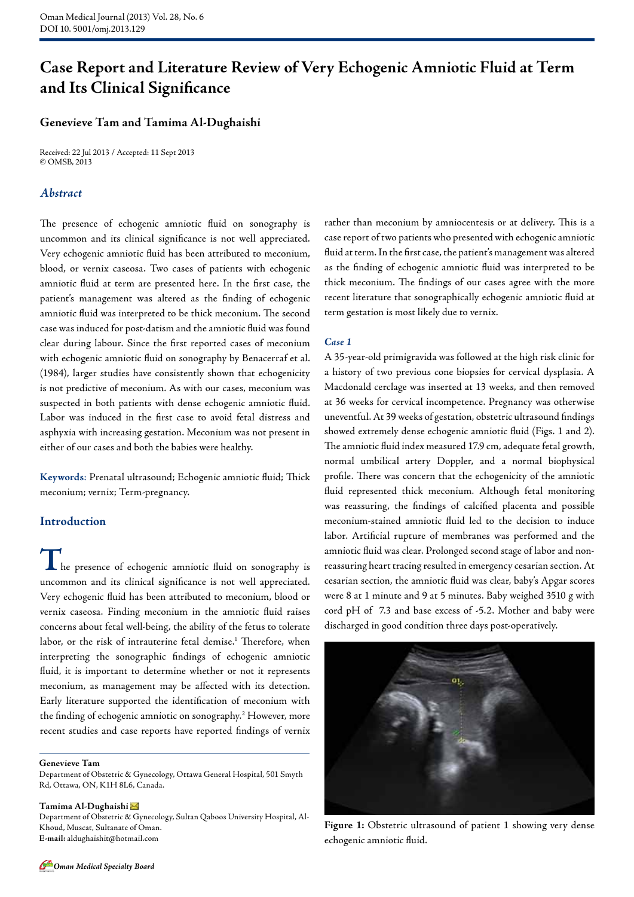# Case Report and Literature Review of Very Echogenic Amniotic Fluid at Term and Its Clinical Significance

**Genevieve Tam and Tamima Al-Dughaishi**

Received: 22 Jul 2013 / Accepted: 11 Sept 2013
© OMSB, 2013

## *Abstract*

The presence of echogenic amniotic fluid on sonography is uncommon and its clinical significance is not well appreciated. Very echogenic amniotic fluid has been attributed to meconium, blood, or vernix caseosa. Two cases of patients with echogenic amniotic fluid at term are presented here. In the first case, the patient's management was altered as the finding of echogenic amniotic fluid was interpreted to be thick meconium. The second case was induced for post-datism and the amniotic fluid was found clear during labour. Since the first reported cases of meconium with echogenic amniotic fluid on sonography by Benacerraf et al. (1984), larger studies have consistently shown that echogenicity is not predictive of meconium. As with our cases, meconium was suspected in both patients with dense echogenic amniotic fluid. Labor was induced in the first case to avoid fetal distress and asphyxia with increasing gestation. Meconium was not present in either of our cases and both the babies were healthy.

**Keywords:** Prenatal ultrasound; Echogenic amniotic fluid; Thick meconium; vernix; Term-pregnancy.

## Introduction

The presence of echogenic amniotic fluid on sonography is uncommon and its clinical significance is not well appreciated. Very echogenic fluid has been attributed to meconium, blood or vernix caseosa. Finding meconium in the amniotic fluid raises concerns about fetal well-being, the ability of the fetus to tolerate labor, or the risk of intrauterine fetal demise.[1] Therefore, when interpreting the sonographic findings of echogenic amniotic fluid, it is important to determine whether or not it represents meconium, as management may be affected with its detection. Early literature supported the identification of meconium with the finding of echogenic amniotic on sonography.[2] However, more recent studies and case reports have reported findings of vernix rather than meconium by amniocentesis or at delivery. This is a case report of two patients who presented with echogenic amniotic fluid at term. In the first case, the patient's management was altered as the finding of echogenic amniotic fluid was interpreted to be thick meconium. The findings of our cases agree with the more recent literature that sonographically echogenic amniotic fluid at term gestation is most likely due to vernix.

### *Case 1*

A 35-year-old primigravida was followed at the high risk clinic for a history of two previous cone biopsies for cervical dysplasia. A Macdonald cerclage was inserted at 13 weeks, and then removed at 36 weeks for cervical incompetence. Pregnancy was otherwise uneventful. At 39 weeks of gestation, obstetric ultrasound findings showed extremely dense echogenic amniotic fluid (Figs. 1 and 2). The amniotic fluid index measured 17.9 cm, adequate fetal growth, normal umbilical artery Doppler, and a normal biophysical profile. There was concern that the echogenicity of the amniotic fluid represented thick meconium. Although fetal monitoring was reassuring, the findings of calcified placenta and possible meconium-stained amniotic fluid led to the decision to induce labor. Artificial rupture of membranes was performed and the amniotic fluid was clear. Prolonged second stage of labor and non-reassuring heart tracing resulted in emergency cesarian section. At cesarian section, the amniotic fluid was clear, baby's Apgar scores were 8 at 1 minute and 9 at 5 minutes. Baby weighed 3510 g with cord pH of 7.3 and base excess of -5.2. Mother and baby were discharged in good condition three days post-operatively.

**Figure 1:** Obstetric ultrasound of patient 1 showing very dense echogenic amniotic fluid.

---

**Genevieve Tam**
Department of Obstetric & Gynecology, Ottawa General Hospital, 501 Smyth Rd, Ottawa, ON, K1H 8L6, Canada.

**Tamima Al-Dughaishi**
Department of Obstetric & Gynecology, Sultan Qaboos University Hospital, Al-Khoud, Muscat, Sultanate of Oman.
**E-mail:** aldughaishit@hotmail.com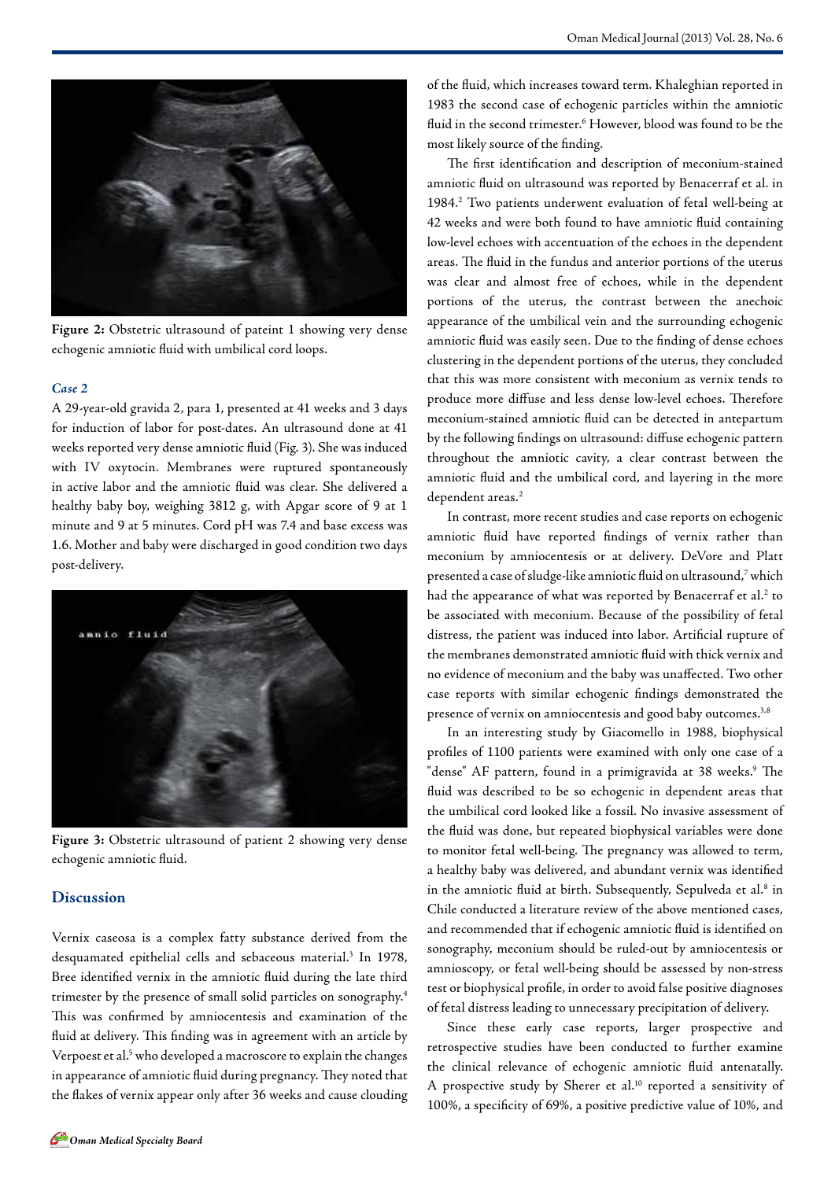Figure 2: Obstetric ultrasound of pateint 1 showing very dense echogenic amniotic fluid with umbilical cord loops.

### *Case 2*

A 29-year-old gravida 2, para 1, presented at 41 weeks and 3 days for induction of labor for post-dates. An ultrasound done at 41 weeks reported very dense amniotic fluid (Fig. 3). She was induced with IV oxytocin. Membranes were ruptured spontaneously in active labor and the amniotic fluid was clear. She delivered a healthy baby boy, weighing 3812 g, with Apgar score of 9 at 1 minute and 9 at 5 minutes. Cord pH was 7.4 and base excess was 1.6. Mother and baby were discharged in good condition two days post-delivery.

**Figure 3:** Obstetric ultrasound of patient 2 showing very dense echogenic amniotic fluid.

## Discussion

Vernix caseosa is a complex fatty substance derived from the desquamated epithelial cells and sebaceous material.[3] In 1978, Bree identified vernix in the amniotic fluid during the late third trimester by the presence of small solid particles on sonography.[4] This was confirmed by amniocentesis and examination of the fluid at delivery. This finding was in agreement with an article by Verpoest et al.[5] who developed a macroscore to explain the changes in appearance of amniotic fluid during pregnancy. They noted that the flakes of vernix appear only after 36 weeks and cause clouding of the fluid, which increases toward term. Khaleghian reported in 1983 the second case of echogenic particles within the amniotic fluid in the second trimester.[6] However, blood was found to be the most likely source of the finding.

The first identification and description of meconium-stained amniotic fluid on ultrasound was reported by Benacerraf et al. in 1984.[2] Two patients underwent evaluation of fetal well-being at 42 weeks and were both found to have amniotic fluid containing low-level echoes with accentuation of the echoes in the dependent areas. The fluid in the fundus and anterior portions of the uterus was clear and almost free of echoes, while in the dependent portions of the uterus, the contrast between the anechoic appearance of the umbilical vein and the surrounding echogenic amniotic fluid was easily seen. Due to the finding of dense echoes clustering in the dependent portions of the uterus, they concluded that this was more consistent with meconium as vernix tends to produce more diffuse and less dense low-level echoes. Therefore meconium-stained amniotic fluid can be detected in antepartum by the following findings on ultrasound: diffuse echogenic pattern throughout the amniotic cavity, a clear contrast between the amniotic fluid and the umbilical cord, and layering in the more dependent areas.[2]

In contrast, more recent studies and case reports on echogenic amniotic fluid have reported findings of vernix rather than meconium by amniocentesis or at delivery. DeVore and Platt presented a case of sludge-like amniotic fluid on ultrasound,[7] which had the appearance of what was reported by Benacerraf et al.[2] to be associated with meconium. Because of the possibility of fetal distress, the patient was induced into labor. Artificial rupture of the membranes demonstrated amniotic fluid with thick vernix and no evidence of meconium and the baby was unaffected. Two other case reports with similar echogenic findings demonstrated the presence of vernix on amniocentesis and good baby outcomes.[3,8]

In an interesting study by Giacomello in 1988, biophysical profiles of 1100 patients were examined with only one case of a "dense" AF pattern, found in a primigravida at 38 weeks.[9] The fluid was described to be so echogenic in dependent areas that the umbilical cord looked like a fossil. No invasive assessment of the fluid was done, but repeated biophysical variables were done to monitor fetal well-being. The pregnancy was allowed to term, a healthy baby was delivered, and abundant vernix was identified in the amniotic fluid at birth. Subsequently, Sepulveda et al.[8] in Chile conducted a literature review of the above mentioned cases, and recommended that if echogenic amniotic fluid is identified on sonography, meconium should be ruled-out by amniocentesis or amnioscopy, or fetal well-being should be assessed by non-stress test or biophysical profile, in order to avoid false positive diagnoses of fetal distress leading to unnecessary precipitation of delivery.

Since these early case reports, larger prospective and retrospective studies have been conducted to further examine the clinical relevance of echogenic amniotic fluid antenatally. A prospective study by Sherer et al.[10] reported a sensitivity of 100%, a specificity of 69%, a positive predictive value of 10%, and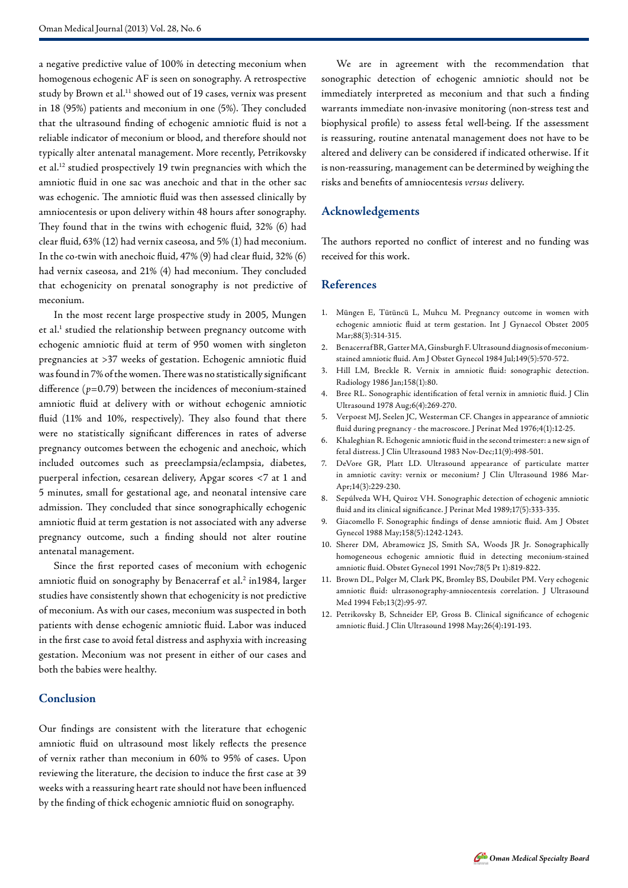a negative predictive value of 100% in detecting meconium when homogenous echogenic AF is seen on sonography. A retrospective study by Brown et al.[11] showed out of 19 cases, vernix was present in 18 (95%) patients and meconium in one (5%). They concluded that the ultrasound finding of echogenic amniotic fluid is not a reliable indicator of meconium or blood, and therefore should not typically alter antenatal management. More recently, Petrikovsky et al.[12] studied prospectively 19 twin pregnancies with which the amniotic fluid in one sac was anechoic and that in the other sac was echogenic. The amniotic fluid was then assessed clinically by amniocentesis or upon delivery within 48 hours after sonography. They found that in the twins with echogenic fluid, 32% (6) had clear fluid, 63% (12) had vernix caseosa, and 5% (1) had meconium. In the co-twin with anechoic fluid, 47% (9) had clear fluid, 32% (6) had vernix caseosa, and 21% (4) had meconium. They concluded that echogenicity on prenatal sonography is not predictive of meconium.

In the most recent large prospective study in 2005, Mungen et al.[1] studied the relationship between pregnancy outcome with echogenic amniotic fluid at term of 950 women with singleton pregnancies at >37 weeks of gestation. Echogenic amniotic fluid was found in 7% of the women. There was no statistically significant difference ($p$=0.79) between the incidences of meconium-stained amniotic fluid at delivery with or without echogenic amniotic fluid (11% and 10%, respectively). They also found that there were no statistically significant differences in rates of adverse pregnancy outcomes between the echogenic and anechoic, which included outcomes such as preeclampsia/eclampsia, diabetes, puerperal infection, cesarean delivery, Apgar scores <7 at 1 and 5 minutes, small for gestational age, and neonatal intensive care admission. They concluded that since sonographically echogenic amniotic fluid at term gestation is not associated with any adverse pregnancy outcome, such a finding should not alter routine antenatal management.

Since the first reported cases of meconium with echogenic amniotic fluid on sonography by Benacerraf et al.[2] in1984, larger studies have consistently shown that echogenicity is not predictive of meconium. As with our cases, meconium was suspected in both patients with dense echogenic amniotic fluid. Labor was induced in the first case to avoid fetal distress and asphyxia with increasing gestation. Meconium was not present in either of our cases and both the babies were healthy.

## Conclusion

Our findings are consistent with the literature that echogenic amniotic fluid on ultrasound most likely reflects the presence of vernix rather than meconium in 60% to 95% of cases. Upon reviewing the literature, the decision to induce the first case at 39 weeks with a reassuring heart rate should not have been influenced by the finding of thick echogenic amniotic fluid on sonography.

We are in agreement with the recommendation that sonographic detection of echogenic amniotic should not be immediately interpreted as meconium and that such a finding warrants immediate non-invasive monitoring (non-stress test and biophysical profile) to assess fetal well-being. If the assessment is reassuring, routine antenatal management does not have to be altered and delivery can be considered if indicated otherwise. If it is non-reassuring, management can be determined by weighing the risks and benefits of amniocentesis *versus* delivery.

## Acknowledgements

The authors reported no conflict of interest and no funding was received for this work.

## References

1. Müngen E, Tütüncü L, Muhcu M. Pregnancy outcome in women with echogenic amniotic fluid at term gestation. Int J Gynaecol Obstet 2005 Mar;88(3):314-315.
2. Benacerraf BR, Gatter MA, Ginsburgh F. Ultrasound diagnosis of meconium-stained amniotic fluid. Am J Obstet Gynecol 1984 Jul;149(5):570-572.
3. Hill LM, Breckle R. Vernix in amniotic fluid: sonographic detection. Radiology 1986 Jan;158(1):80.
4. Bree RL. Sonographic identification of fetal vernix in amniotic fluid. J Clin Ultrasound 1978 Aug;6(4):269-270.
5. Verpoest MJ, Seelen JC, Westerman CF. Changes in appearance of amniotic fluid during pregnancy - the macroscore. J Perinat Med 1976;4(1):12-25.
6. Khaleghian R. Echogenic amniotic fluid in the second trimester: a new sign of fetal distress. J Clin Ultrasound 1983 Nov-Dec;11(9):498-501.
7. DeVore GR, Platt LD. Ultrasound appearance of particulate matter in amniotic cavity: vernix or meconium? J Clin Ultrasound 1986 Mar-Apr;14(3):229-230.
8. Sepúlveda WH, Quiroz VH. Sonographic detection of echogenic amniotic fluid and its clinical significance. J Perinat Med 1989;17(5):333-335.
9. Giacomello F. Sonographic findings of dense amniotic fluid. Am J Obstet Gynecol 1988 May;158(5):1242-1243.
10. Sherer DM, Abramowicz JS, Smith SA, Woods JR Jr. Sonographically homogeneous echogenic amniotic fluid in detecting meconium-stained amniotic fluid. Obstet Gynecol 1991 Nov;78(5 Pt 1):819-822.
11. Brown DL, Polger M, Clark PK, Bromley BS, Doubilet PM. Very echogenic amniotic fluid: ultrasonography-amniocentesis correlation. J Ultrasound Med 1994 Feb;13(2):95-97.
12. Petrikovsky B, Schneider EP, Gross B. Clinical significance of echogenic amniotic fluid. J Clin Ultrasound 1998 May;26(4):191-193.